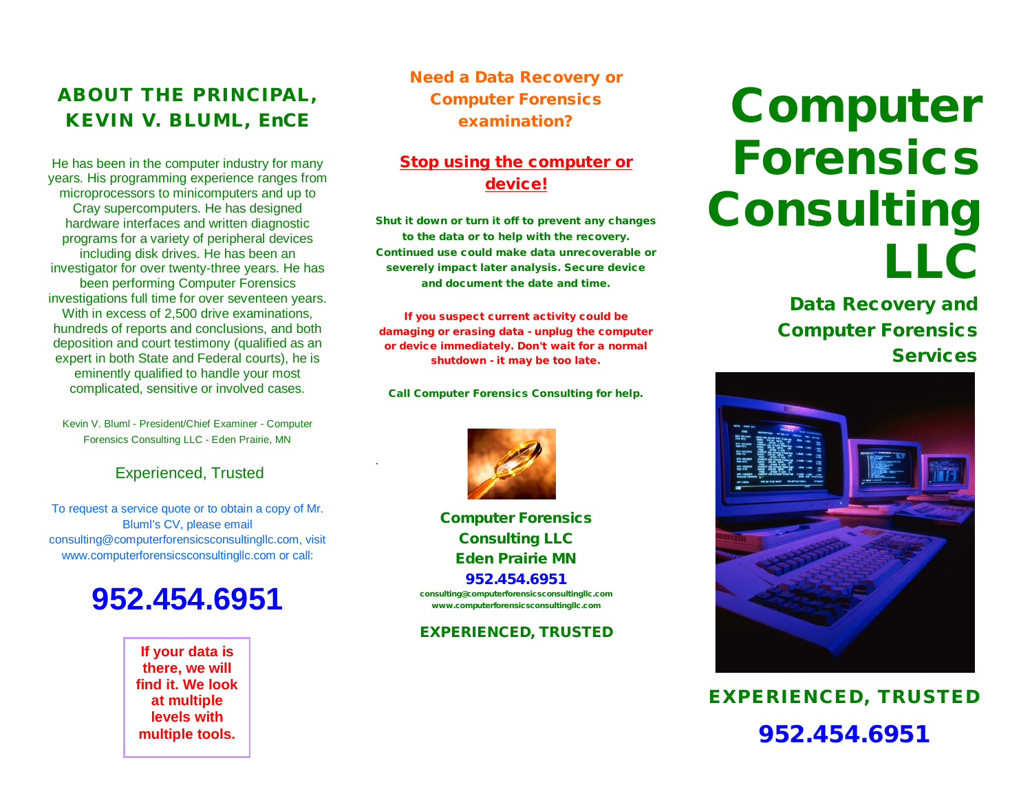## ABOUT THE PRINCIPAL, KEVIN V. BLUML, EnCE

He has been in the computer industry for many years. His programming experience ranges from microprocessors to minicomputers and up to Cray supercomputers. He has designed hardware interfaces and written diagnostic programs for a variety of peripheral devices including disk drives. He has been an investigator for over twenty-three years. He has been performing Computer Forensics investigations full time for over seventeen years. With in excess of 2,500 drive examinations, hundreds of reports and conclusions, and both deposition and court testimony (qualified as an expert in both State and Federal courts), he is eminently qualified to handle your most complicated, sensitive or involved cases.

Kevin V. Bluml - President/Chief Examiner - Computer Forensics Consulting LLC - Eden Prairie, MN

Experienced, Trusted

To request a service quote or to obtain a copy of Mr. Bluml's CV, please email consulting@computerforensicsconsultingllc.com, visit www.computerforensicsconsultingllc.com or call:

# 952.454.6951

**If your data is there, we will find it. We look at multiple levels with multiple tools.**

## Need a Data Recovery or Computer Forensics examination?

**Stop using the computer or device!**

**Shut it down or turn it off to prevent any changes to the data or to help with the recovery. Continued use could make data unrecoverable or severely impact later analysis. Secure device and document the date and time.**

**If you suspect current activity could be damaging or erasing data - unplug the computer or device immediately. Don't wait for a normal shutdown - it may be too late.**

**Call Computer Forensics Consulting for help.**

**Computer Forensics Consulting LLC**
**Eden Prairie MN**
**952.454.6951**
consulting@computerforensicsconsultingllc.com
www.computerforensicsconsultingllc.com

**EXPERIENCED, TRUSTED**

# Computer Forensics Consulting LLC

### Data Recovery and Computer Forensics Services

**EXPERIENCED, TRUSTED**

**952.454.6951**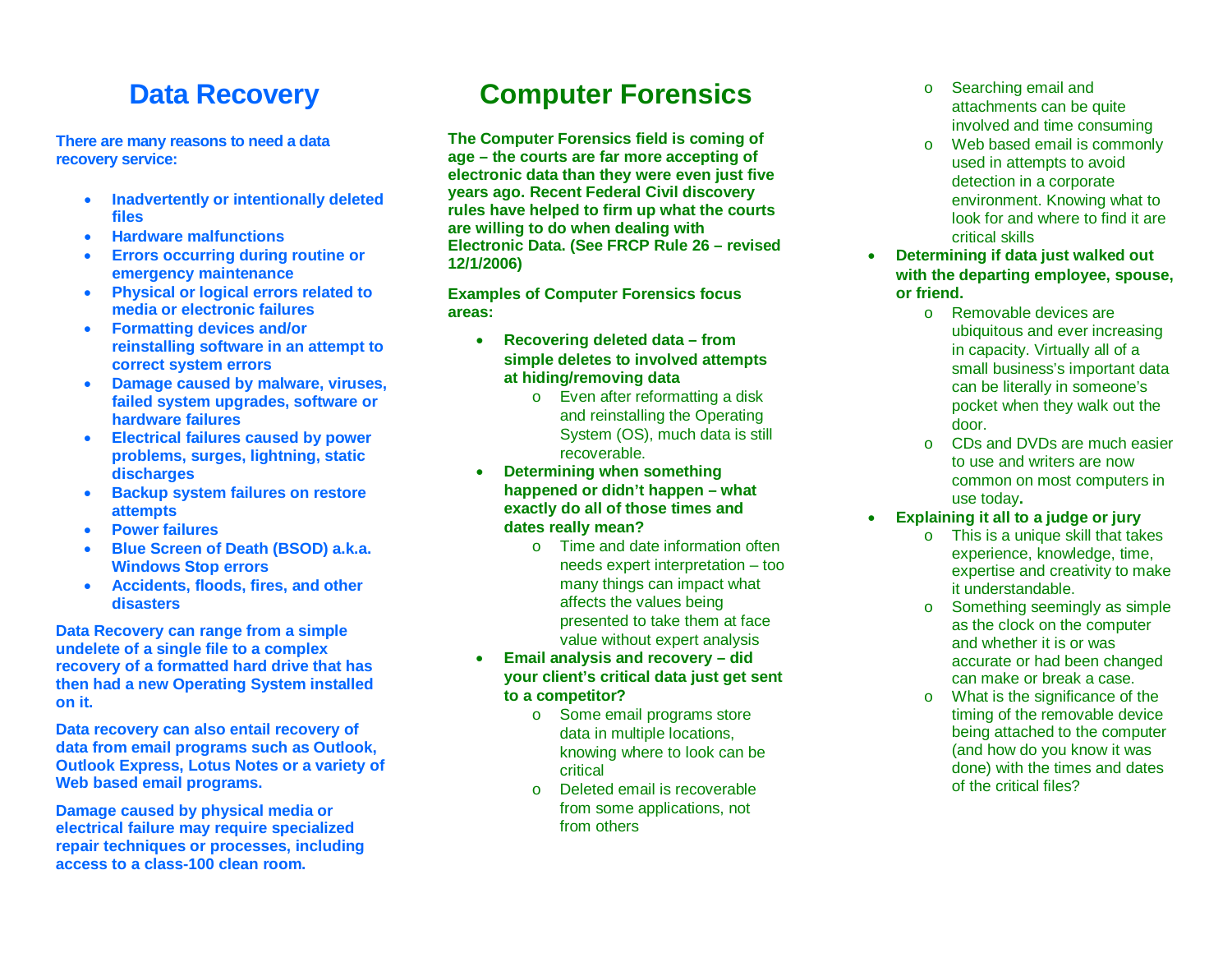# Data Recovery

**There are many reasons to need a data recovery service:**

- **Inadvertently or intentionally deleted files**
- **Hardware malfunctions**
- **Errors occurring during routine or emergency maintenance**
- **Physical or logical errors related to media or electronic failures**
- **Formatting devices and/or reinstalling software in an attempt to correct system errors**
- **Damage caused by malware, viruses, failed system upgrades, software or hardware failures**
- **Electrical failures caused by power problems, surges, lightning, static discharges**
- **Backup system failures on restore attempts**
- **Power failures**
- **Blue Screen of Death (BSOD) a.k.a. Windows Stop errors**
- **Accidents, floods, fires, and other disasters**

**Data Recovery can range from a simple undelete of a single file to a complex recovery of a formatted hard drive that has then had a new Operating System installed on it.**

**Data recovery can also entail recovery of data from email programs such as Outlook, Outlook Express, Lotus Notes or a variety of Web based email programs.**

**Damage caused by physical media or electrical failure may require specialized repair techniques or processes, including access to a class-100 clean room.**

# Computer Forensics

**The Computer Forensics field is coming of age – the courts are far more accepting of electronic data than they were even just five years ago. Recent Federal Civil discovery rules have helped to firm up what the courts are willing to do when dealing with Electronic Data. (See FRCP Rule 26 – revised 12/1/2006)**

**Examples of Computer Forensics focus areas:**

- **Recovering deleted data – from simple deletes to involved attempts at hiding/removing data**
  - Even after reformatting a disk and reinstalling the Operating System (OS), much data is still recoverable.
- **Determining when something happened or didn't happen – what exactly do all of those times and dates really mean?**
  - Time and date information often needs expert interpretation – too many things can impact what affects the values being presented to take them at face value without expert analysis
- **Email analysis and recovery – did your client's critical data just get sent to a competitor?**
  - Some email programs store data in multiple locations, knowing where to look can be critical
  - Deleted email is recoverable from some applications, not from others
  - Searching email and attachments can be quite involved and time consuming
  - Web based email is commonly used in attempts to avoid detection in a corporate environment. Knowing what to look for and where to find it are critical skills
- **Determining if data just walked out with the departing employee, spouse, or friend.**
  - Removable devices are ubiquitous and ever increasing in capacity. Virtually all of a small business's important data can be literally in someone's pocket when they walk out the door.
  - CDs and DVDs are much easier to use and writers are now common on most computers in use today**.**
- **Explaining it all to a judge or jury**
  - This is a unique skill that takes experience, knowledge, time, expertise and creativity to make it understandable.
  - Something seemingly as simple as the clock on the computer and whether it is or was accurate or had been changed can make or break a case.
  - What is the significance of the timing of the removable device being attached to the computer (and how do you know it was done) with the times and dates of the critical files?